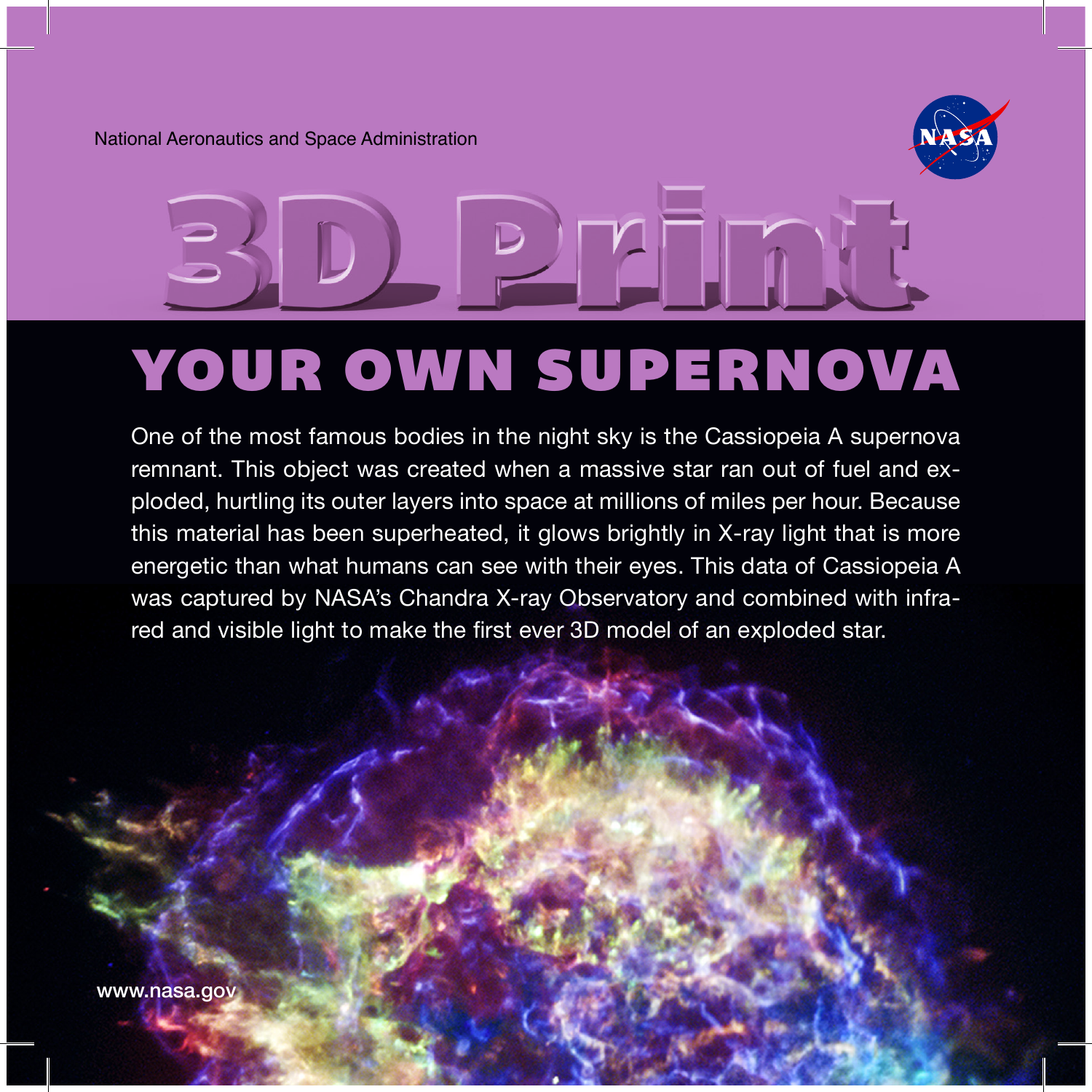National Aeronautics and Space Administration

# 3D Print

## YOUR OWN SUPERNOVA

One of the most famous bodies in the night sky is the Cassiopeia A supernova remnant. This object was created when a massive star ran out of fuel and exploded, hurtling its outer layers into space at millions of miles per hour. Because this material has been superheated, it glows brightly in X-ray light that is more energetic than what humans can see with their eyes. This data of Cassiopeia A was captured by NASA's Chandra X-ray Observatory and combined with infrared and visible light to make the first ever 3D model of an exploded star.

www.nasa.gov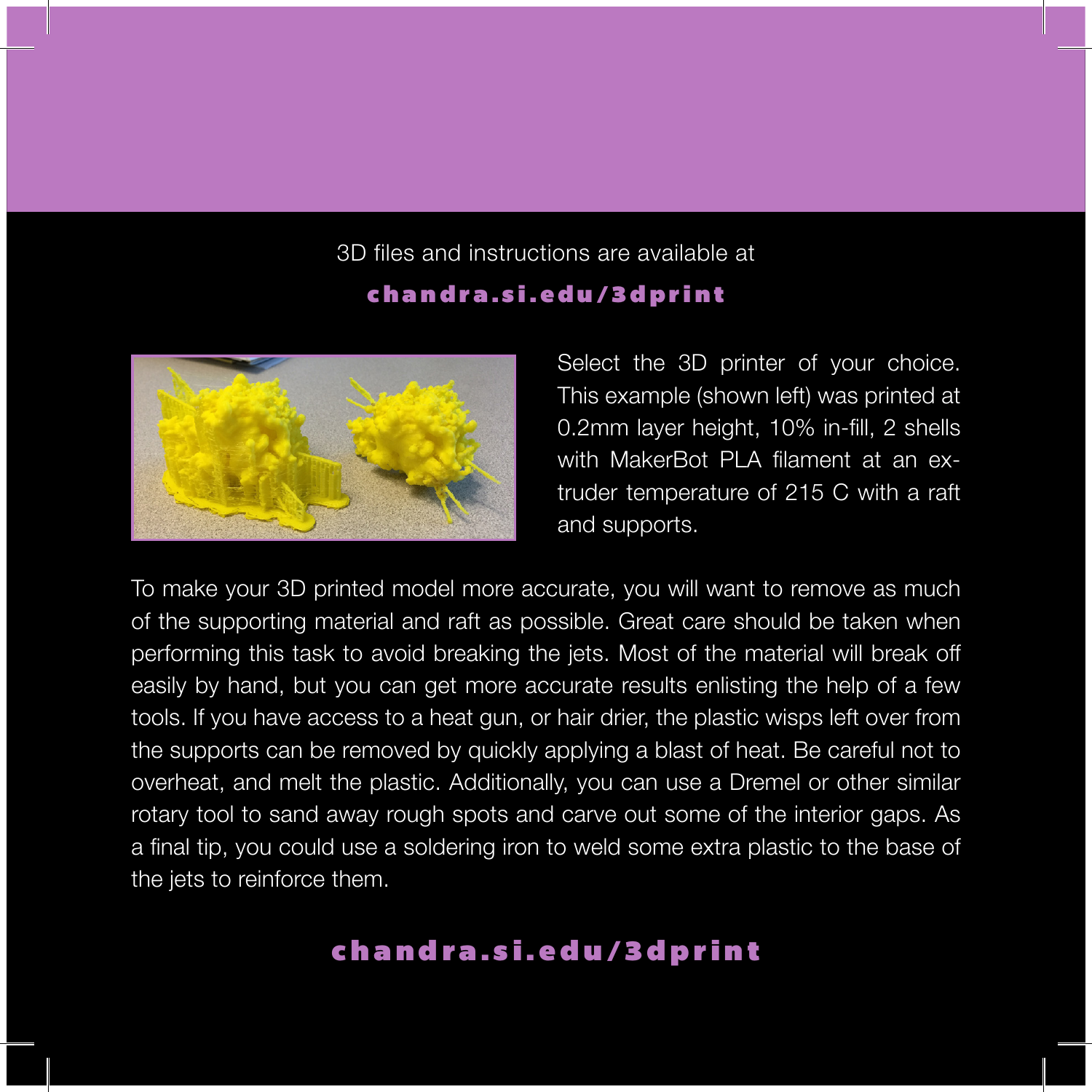3D files and instructions are available at

**chandra.si.edu/3dprint**

Select the 3D printer of your choice. This example (shown left) was printed at 0.2mm layer height, 10% in-fill, 2 shells with MakerBot PLA filament at an extruder temperature of 215 C with a raft and supports.

To make your 3D printed model more accurate, you will want to remove as much of the supporting material and raft as possible. Great care should be taken when performing this task to avoid breaking the jets. Most of the material will break off easily by hand, but you can get more accurate results enlisting the help of a few tools. If you have access to a heat gun, or hair drier, the plastic wisps left over from the supports can be removed by quickly applying a blast of heat. Be careful not to overheat, and melt the plastic. Additionally, you can use a Dremel or other similar rotary tool to sand away rough spots and carve out some of the interior gaps. As a final tip, you could use a soldering iron to weld some extra plastic to the base of the jets to reinforce them.

**chandra.si.edu/3dprint**